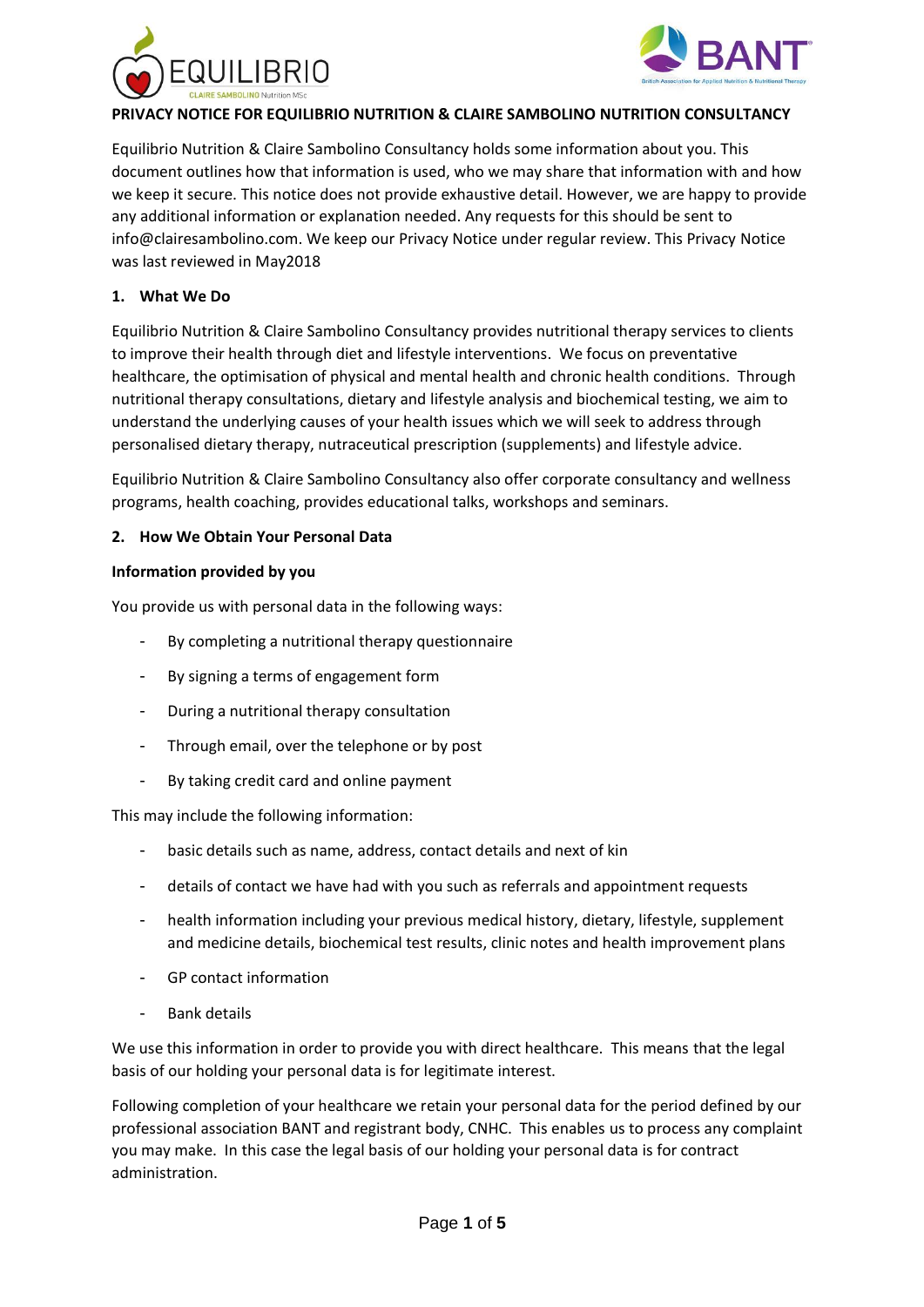# PRIVACY NOTICE FOR EQUILIBRIO NUTRITION & CLAIRE SAMBOLINO NUTRITION CONSULTANCY

Equilibrio Nutrition & Claire Sambolino Consultancy holds some information about you. This document outlines how that information is used, who we may share that information with and how we keep it secure. This notice does not provide exhaustive detail. However, we are happy to provide any additional information or explanation needed. Any requests for this should be sent to info@clairesambolino.com. We keep our Privacy Notice under regular review. This Privacy Notice was last reviewed in May2018

## 1. What We Do

Equilibrio Nutrition & Claire Sambolino Consultancy provides nutritional therapy services to clients to improve their health through diet and lifestyle interventions. We focus on preventative healthcare, the optimisation of physical and mental health and chronic health conditions. Through nutritional therapy consultations, dietary and lifestyle analysis and biochemical testing, we aim to understand the underlying causes of your health issues which we will seek to address through personalised dietary therapy, nutraceutical prescription (supplements) and lifestyle advice.

Equilibrio Nutrition & Claire Sambolino Consultancy also offer corporate consultancy and wellness programs, health coaching, provides educational talks, workshops and seminars.

## 2. How We Obtain Your Personal Data

**Information provided by you**

You provide us with personal data in the following ways:

- By completing a nutritional therapy questionnaire
- By signing a terms of engagement form
- During a nutritional therapy consultation
- Through email, over the telephone or by post
- By taking credit card and online payment

This may include the following information:

- basic details such as name, address, contact details and next of kin
- details of contact we have had with you such as referrals and appointment requests
- health information including your previous medical history, dietary, lifestyle, supplement and medicine details, biochemical test results, clinic notes and health improvement plans
- GP contact information
- Bank details

We use this information in order to provide you with direct healthcare. This means that the legal basis of our holding your personal data is for legitimate interest.

Following completion of your healthcare we retain your personal data for the period defined by our professional association BANT and registrant body, CNHC. This enables us to process any complaint you may make. In this case the legal basis of our holding your personal data is for contract administration.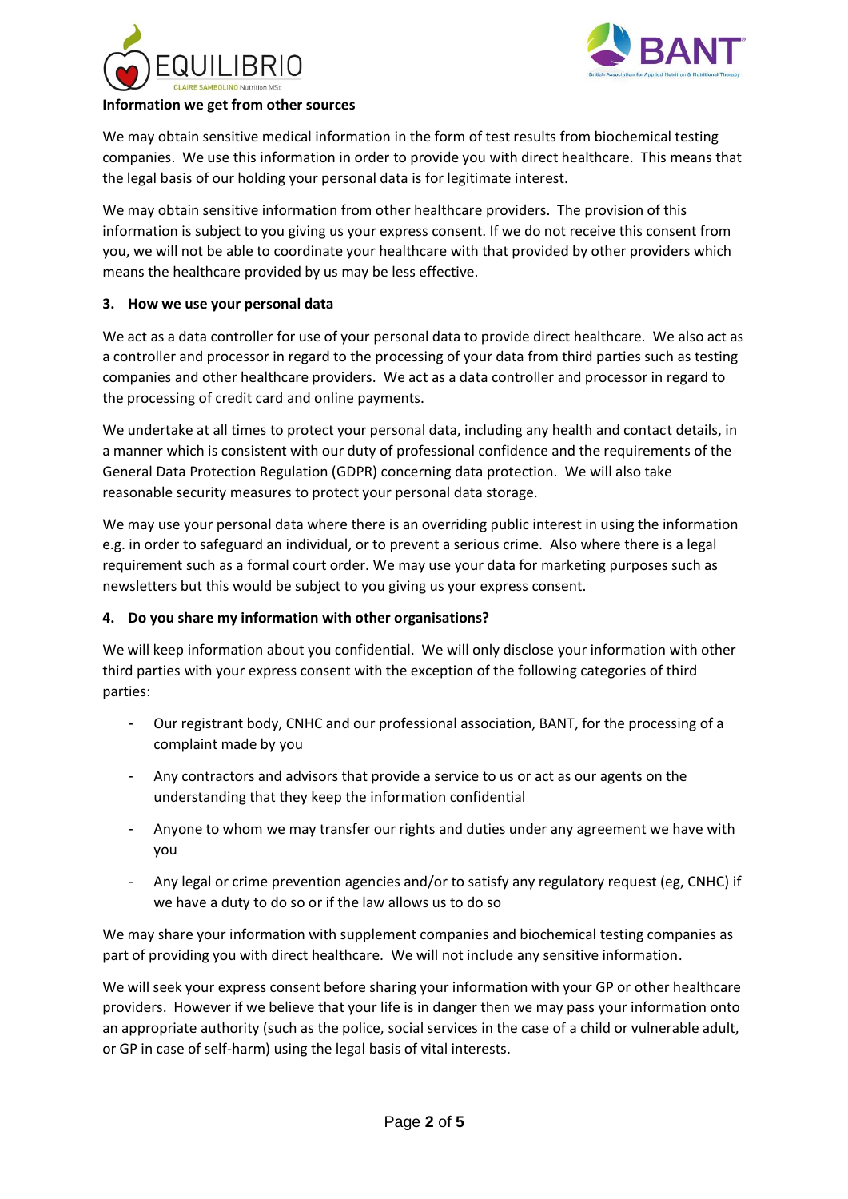**Information we get from other sources**

We may obtain sensitive medical information in the form of test results from biochemical testing companies. We use this information in order to provide you with direct healthcare. This means that the legal basis of our holding your personal data is for legitimate interest.

We may obtain sensitive information from other healthcare providers. The provision of this information is subject to you giving us your express consent. If we do not receive this consent from you, we will not be able to coordinate your healthcare with that provided by other providers which means the healthcare provided by us may be less effective.

## 3. How we use your personal data

We act as a data controller for use of your personal data to provide direct healthcare. We also act as a controller and processor in regard to the processing of your data from third parties such as testing companies and other healthcare providers. We act as a data controller and processor in regard to the processing of credit card and online payments.

We undertake at all times to protect your personal data, including any health and contact details, in a manner which is consistent with our duty of professional confidence and the requirements of the General Data Protection Regulation (GDPR) concerning data protection. We will also take reasonable security measures to protect your personal data storage.

We may use your personal data where there is an overriding public interest in using the information e.g. in order to safeguard an individual, or to prevent a serious crime. Also where there is a legal requirement such as a formal court order. We may use your data for marketing purposes such as newsletters but this would be subject to you giving us your express consent.

## 4. Do you share my information with other organisations?

We will keep information about you confidential. We will only disclose your information with other third parties with your express consent with the exception of the following categories of third parties:

- Our registrant body, CNHC and our professional association, BANT, for the processing of a complaint made by you
- Any contractors and advisors that provide a service to us or act as our agents on the understanding that they keep the information confidential
- Anyone to whom we may transfer our rights and duties under any agreement we have with you
- Any legal or crime prevention agencies and/or to satisfy any regulatory request (eg, CNHC) if we have a duty to do so or if the law allows us to do so

We may share your information with supplement companies and biochemical testing companies as part of providing you with direct healthcare. We will not include any sensitive information.

We will seek your express consent before sharing your information with your GP or other healthcare providers. However if we believe that your life is in danger then we may pass your information onto an appropriate authority (such as the police, social services in the case of a child or vulnerable adult, or GP in case of self-harm) using the legal basis of vital interests.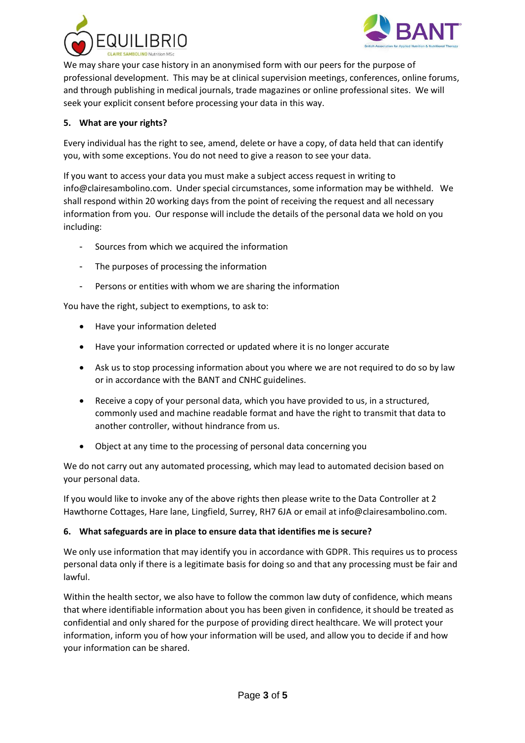We may share your case history in an anonymised form with our peers for the purpose of professional development. This may be at clinical supervision meetings, conferences, online forums, and through publishing in medical journals, trade magazines or online professional sites. We will seek your explicit consent before processing your data in this way.

**5. What are your rights?**

Every individual has the right to see, amend, delete or have a copy, of data held that can identify you, with some exceptions. You do not need to give a reason to see your data.

If you want to access your data you must make a subject access request in writing to info@clairesambolino.com. Under special circumstances, some information may be withheld. We shall respond within 20 working days from the point of receiving the request and all necessary information from you. Our response will include the details of the personal data we hold on you including:

- Sources from which we acquired the information
- The purposes of processing the information
- Persons or entities with whom we are sharing the information

You have the right, subject to exemptions, to ask to:

- Have your information deleted
- Have your information corrected or updated where it is no longer accurate
- Ask us to stop processing information about you where we are not required to do so by law or in accordance with the BANT and CNHC guidelines.
- Receive a copy of your personal data, which you have provided to us, in a structured, commonly used and machine readable format and have the right to transmit that data to another controller, without hindrance from us.
- Object at any time to the processing of personal data concerning you

We do not carry out any automated processing, which may lead to automated decision based on your personal data.

If you would like to invoke any of the above rights then please write to the Data Controller at 2 Hawthorne Cottages, Hare lane, Lingfield, Surrey, RH7 6JA or email at info@clairesambolino.com.

**6. What safeguards are in place to ensure data that identifies me is secure?**

We only use information that may identify you in accordance with GDPR. This requires us to process personal data only if there is a legitimate basis for doing so and that any processing must be fair and lawful.

Within the health sector, we also have to follow the common law duty of confidence, which means that where identifiable information about you has been given in confidence, it should be treated as confidential and only shared for the purpose of providing direct healthcare. We will protect your information, inform you of how your information will be used, and allow you to decide if and how your information can be shared.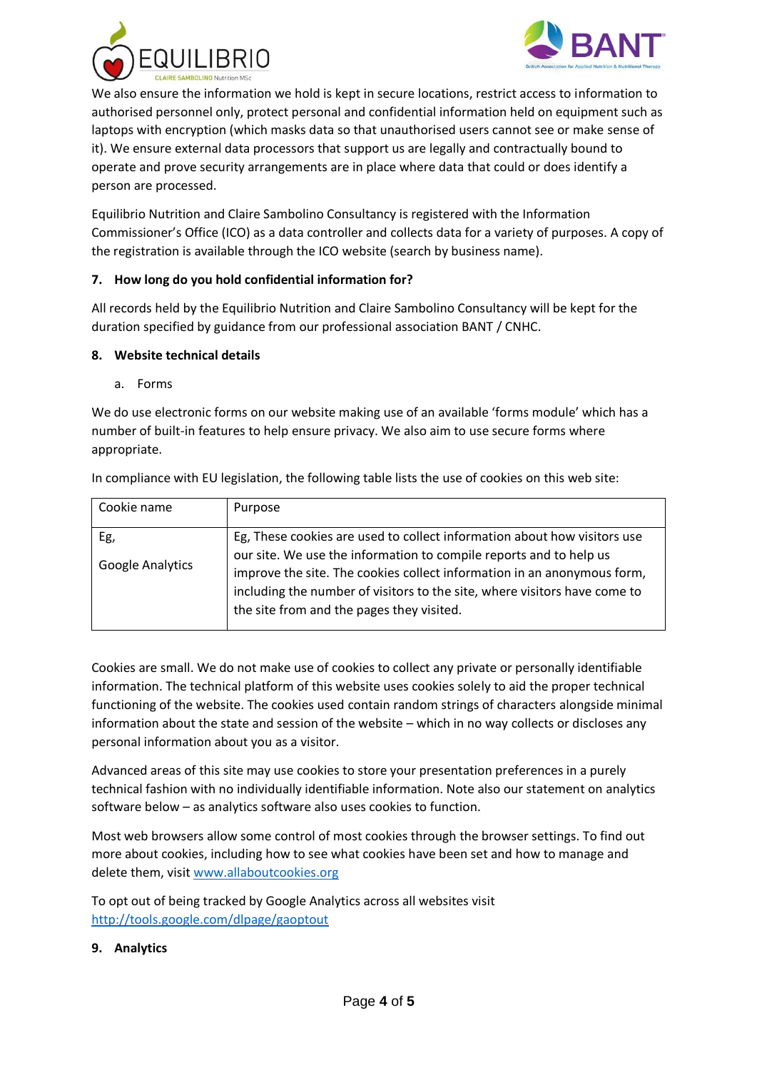We also ensure the information we hold is kept in secure locations, restrict access to information to authorised personnel only, protect personal and confidential information held on equipment such as laptops with encryption (which masks data so that unauthorised users cannot see or make sense of it). We ensure external data processors that support us are legally and contractually bound to operate and prove security arrangements are in place where data that could or does identify a person are processed.

Equilibrio Nutrition and Claire Sambolino Consultancy is registered with the Information Commissioner's Office (ICO) as a data controller and collects data for a variety of purposes. A copy of the registration is available through the ICO website (search by business name).

**7. How long do you hold confidential information for?**

All records held by the Equilibrio Nutrition and Claire Sambolino Consultancy will be kept for the duration specified by guidance from our professional association BANT / CNHC.

**8. Website technical details**

a. Forms

We do use electronic forms on our website making use of an available 'forms module' which has a number of built-in features to help ensure privacy. We also aim to use secure forms where appropriate.

In compliance with EU legislation, the following table lists the use of cookies on this web site:

| Cookie name | Purpose |
|---|---|
| Eg, Google Analytics | Eg, These cookies are used to collect information about how visitors use our site. We use the information to compile reports and to help us improve the site. The cookies collect information in an anonymous form, including the number of visitors to the site, where visitors have come to the site from and the pages they visited. |

Cookies are small. We do not make use of cookies to collect any private or personally identifiable information. The technical platform of this website uses cookies solely to aid the proper technical functioning of the website. The cookies used contain random strings of characters alongside minimal information about the state and session of the website – which in no way collects or discloses any personal information about you as a visitor.

Advanced areas of this site may use cookies to store your presentation preferences in a purely technical fashion with no individually identifiable information. Note also our statement on analytics software below – as analytics software also uses cookies to function.

Most web browsers allow some control of most cookies through the browser settings. To find out more about cookies, including how to see what cookies have been set and how to manage and delete them, visit www.allaboutcookies.org

To opt out of being tracked by Google Analytics across all websites visit http://tools.google.com/dlpage/gaoptout

**9. Analytics**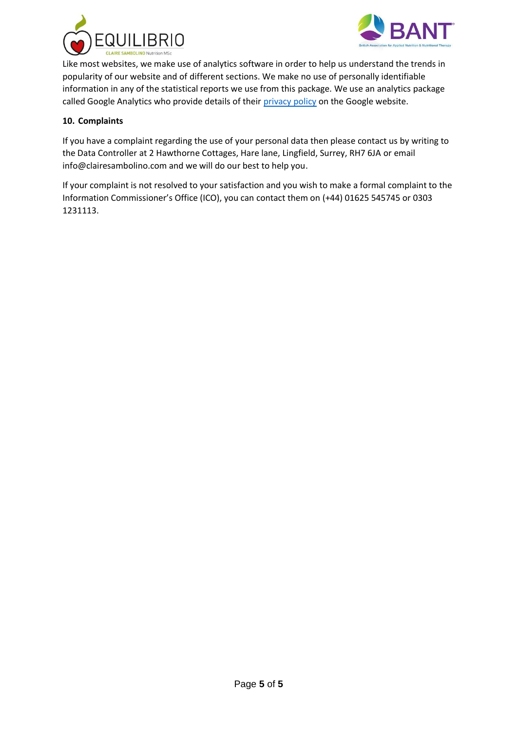Like most websites, we make use of analytics software in order to help us understand the trends in popularity of our website and of different sections. We make no use of personally identifiable information in any of the statistical reports we use from this package. We use an analytics package called Google Analytics who provide details of their privacy policy on the Google website.

**10. Complaints**

If you have a complaint regarding the use of your personal data then please contact us by writing to the Data Controller at 2 Hawthorne Cottages, Hare lane, Lingfield, Surrey, RH7 6JA or email info@clairesambolino.com and we will do our best to help you.

If your complaint is not resolved to your satisfaction and you wish to make a formal complaint to the Information Commissioner's Office (ICO), you can contact them on (+44) 01625 545745 or 0303 1231113.